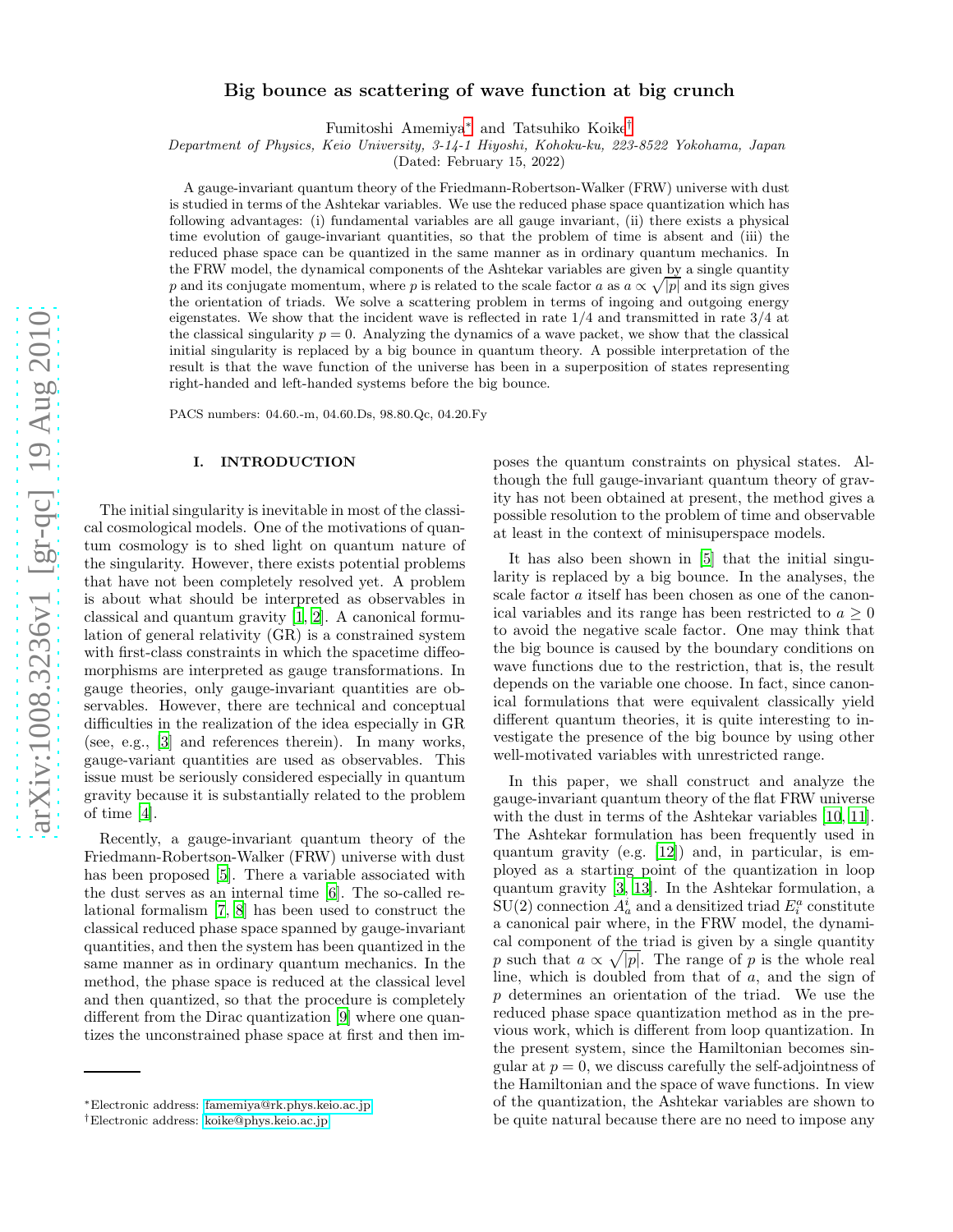# Big bounce as scattering of wave function at big crunch

Fumitoshi Amemiya[*] and Tatsuhiko Koike[†]

*Department of Physics, Keio University, 3-14-1 Hiyoshi, Kohoku-ku, 223-8522 Yokohama, Japan*

(Dated: February 15, 2022)

A gauge-invariant quantum theory of the Friedmann-Robertson-Walker (FRW) universe with dust is studied in terms of the Ashtekar variables. We use the reduced phase space quantization which has following advantages: (i) fundamental variables are all gauge invariant, (ii) there exists a physical time evolution of gauge-invariant quantities, so that the problem of time is absent and (iii) the reduced phase space can be quantized in the same manner as in ordinary quantum mechanics. In the FRW model, the dynamical components of the Ashtekar variables are given by a single quantity $p$ and its conjugate momentum, where $p$ is related to the scale factor $a$ as $a \propto \sqrt{|p|}$ and its sign gives the orientation of triads. We solve a scattering problem in terms of ingoing and outgoing energy eigenstates. We show that the incident wave is reflected in rate 1/4 and transmitted in rate 3/4 at the classical singularity $p = 0$. Analyzing the dynamics of a wave packet, we show that the classical initial singularity is replaced by a big bounce in quantum theory. A possible interpretation of the result is that the wave function of the universe has been in a superposition of states representing right-handed and left-handed systems before the big bounce.

PACS numbers: 04.60.-m, 04.60.Ds, 98.80.Qc, 04.20.Fy

## I. INTRODUCTION

The initial singularity is inevitable in most of the classical cosmological models. One of the motivations of quantum cosmology is to shed light on quantum nature of the singularity. However, there exists potential problems that have not been completely resolved yet. A problem is about what should be interpreted as observables in classical and quantum gravity [1, 2]. A canonical formulation of general relativity (GR) is a constrained system with first-class constraints in which the spacetime diffeomorphisms are interpreted as gauge transformations. In gauge theories, only gauge-invariant quantities are observables. However, there are technical and conceptual difficulties in the realization of the idea especially in GR (see, e.g., [3] and references therein). In many works, gauge-variant quantities are used as observables. This issue must be seriously considered especially in quantum gravity because it is substantially related to the problem of time [4].

Recently, a gauge-invariant quantum theory of the Friedmann-Robertson-Walker (FRW) universe with dust has been proposed [5]. There a variable associated with the dust serves as an internal time [6]. The so-called relational formalism [7, 8] has been used to construct the classical reduced phase space spanned by gauge-invariant quantities, and then the system has been quantized in the same manner as in ordinary quantum mechanics. In the method, the phase space is reduced at the classical level and then quantized, so that the procedure is completely different from the Dirac quantization [9] where one quantizes the unconstrained phase space at first and then imposes the quantum constraints on physical states. Although the full gauge-invariant quantum theory of gravity has not been obtained at present, the method gives a possible resolution to the problem of time and observable at least in the context of minisuperspace models.

It has also been shown in [5] that the initial singularity is replaced by a big bounce. In the analyses, the scale factor $a$ itself has been chosen as one of the canonical variables and its range has been restricted to $a \geq 0$ to avoid the negative scale factor. One may think that the big bounce is caused by the boundary conditions on wave functions due to the restriction, that is, the result depends on the variable one choose. In fact, since canonical formulations that were equivalent classically yield different quantum theories, it is quite interesting to investigate the presence of the big bounce by using other well-motivated variables with unrestricted range.

In this paper, we shall construct and analyze the gauge-invariant quantum theory of the flat FRW universe with the dust in terms of the Ashtekar variables [10, 11]. The Ashtekar formulation has been frequently used in quantum gravity (e.g. [12]) and, in particular, is employed as a starting point of the quantization in loop quantum gravity [3, 13]. In the Ashtekar formulation, a SU(2) connection $A^i_a$ and a densitized triad $E^a_i$ constitute a canonical pair where, in the FRW model, the dynamical component of the triad is given by a single quantity $p$ such that $a \propto \sqrt{|p|}$. The range of $p$ is the whole real line, which is doubled from that of $a$, and the sign of $p$ determines an orientation of the triad. We use the reduced phase space quantization method as in the previous work, which is different from loop quantization. In the present system, since the Hamiltonian becomes singular at $p = 0$, we discuss carefully the self-adjointness of the Hamiltonian and the space of wave functions. In view of the quantization, the Ashtekar variables are shown to be quite natural because there are no need to impose any

[*] Electronic address: famemiya@rk.phys.keio.ac.jp

[†] Electronic address: koike@phys.keio.ac.jp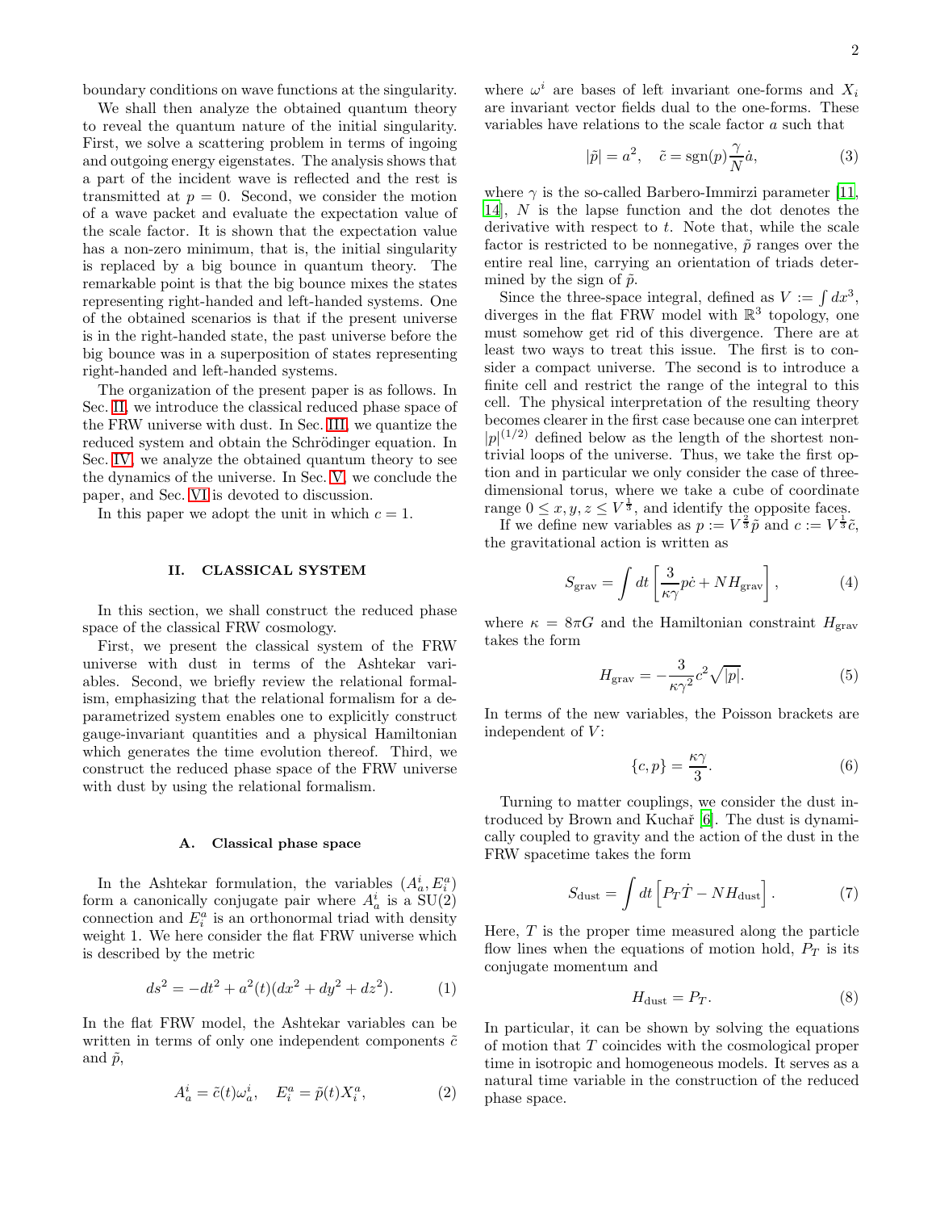boundary conditions on wave functions at the singularity.

We shall then analyze the obtained quantum theory to reveal the quantum nature of the initial singularity. First, we solve a scattering problem in terms of ingoing and outgoing energy eigenstates. The analysis shows that a part of the incident wave is reflected and the rest is transmitted at $p = 0$. Second, we consider the motion of a wave packet and evaluate the expectation value of the scale factor. It is shown that the expectation value has a non-zero minimum, that is, the initial singularity is replaced by a big bounce in quantum theory. The remarkable point is that the big bounce mixes the states representing right-handed and left-handed systems. One of the obtained scenarios is that if the present universe is in the right-handed state, the past universe before the big bounce was in a superposition of states representing right-handed and left-handed systems.

The organization of the present paper is as follows. In Sec. II, we introduce the classical reduced phase space of the FRW universe with dust. In Sec. III, we quantize the reduced system and obtain the Schrödinger equation. In Sec. IV, we analyze the obtained quantum theory to see the dynamics of the universe. In Sec. V, we conclude the paper, and Sec. VI is devoted to discussion.

In this paper we adopt the unit in which $c = 1$.

## II. CLASSICAL SYSTEM

In this section, we shall construct the reduced phase space of the classical FRW cosmology.

First, we present the classical system of the FRW universe with dust in terms of the Ashtekar variables. Second, we briefly review the relational formalism, emphasizing that the relational formalism for a deparametrized system enables one to explicitly construct gauge-invariant quantities and a physical Hamiltonian which generates the time evolution thereof. Third, we construct the reduced phase space of the FRW universe with dust by using the relational formalism.

### A. Classical phase space

In the Ashtekar formulation, the variables $(A^i_a, E^a_i)$ form a canonically conjugate pair where $A^i_a$ is a SU(2) connection and $E^a_i$ is an orthonormal triad with density weight 1. We here consider the flat FRW universe which is described by the metric

$$ds^2 = -dt^2 + a^2(t)(dx^2 + dy^2 + dz^2). \tag{1}$$

In the flat FRW model, the Ashtekar variables can be written in terms of only one independent components $\tilde{c}$ and $\tilde{p}$,

$$A^i_a = \tilde{c}(t)\omega^i_a, \quad E^a_i = \tilde{p}(t)X^a_i, \tag{2}$$

where $\omega^i$ are bases of left invariant one-forms and $X_i$ are invariant vector fields dual to the one-forms. These variables have relations to the scale factor $a$ such that

$$|\tilde{p}| = a^2, \quad \tilde{c} = \mathrm{sgn}(p)\frac{\gamma}{N}\dot{a}, \tag{3}$$

where $\gamma$ is the so-called Barbero-Immirzi parameter [11, 14], $N$ is the lapse function and the dot denotes the derivative with respect to $t$. Note that, while the scale factor is restricted to be nonnegative, $\tilde{p}$ ranges over the entire real line, carrying an orientation of triads determined by the sign of $\tilde{p}$.

Since the three-space integral, defined as $V := \int dx^3$, diverges in the flat FRW model with $\mathbb{R}^3$ topology, one must somehow get rid of this divergence. There are at least two ways to treat this issue. The first is to consider a compact universe. The second is to introduce a finite cell and restrict the range of the integral to this cell. The physical interpretation of the resulting theory becomes clearer in the first case because one can interpret $|p|^{(1/2)}$ defined below as the length of the shortest nontrivial loops of the universe. Thus, we take the first option and in particular we only consider the case of three-dimensional torus, where we take a cube of coordinate range $0 \le x, y, z \le V^{\frac{1}{3}}$, and identify the opposite faces.

If we define new variables as $p := V^{\frac{2}{3}}\tilde{p}$ and $c := V^{\frac{1}{3}}\tilde{c}$, the gravitational action is written as

$$S_{\mathrm{grav}} = \int dt \left[\frac{3}{\kappa\gamma}p\dot{c} + NH_{\mathrm{grav}}\right], \tag{4}$$

where $\kappa = 8\pi G$ and the Hamiltonian constraint $H_{\mathrm{grav}}$ takes the form

$$H_{\mathrm{grav}} = -\frac{3}{\kappa\gamma^2}c^2\sqrt{|p|}. \tag{5}$$

In terms of the new variables, the Poisson brackets are independent of $V$:

$$\{c, p\} = \frac{\kappa\gamma}{3}. \tag{6}$$

Turning to matter couplings, we consider the dust introduced by Brown and Kuchař [6]. The dust is dynamically coupled to gravity and the action of the dust in the FRW spacetime takes the form

$$S_{\mathrm{dust}} = \int dt \left[P_T\dot{T} - NH_{\mathrm{dust}}\right]. \tag{7}$$

Here, $T$ is the proper time measured along the particle flow lines when the equations of motion hold, $P_T$ is its conjugate momentum and

$$H_{\mathrm{dust}} = P_T. \tag{8}$$

In particular, it can be shown by solving the equations of motion that $T$ coincides with the cosmological proper time in isotropic and homogeneous models. It serves as a natural time variable in the construction of the reduced phase space.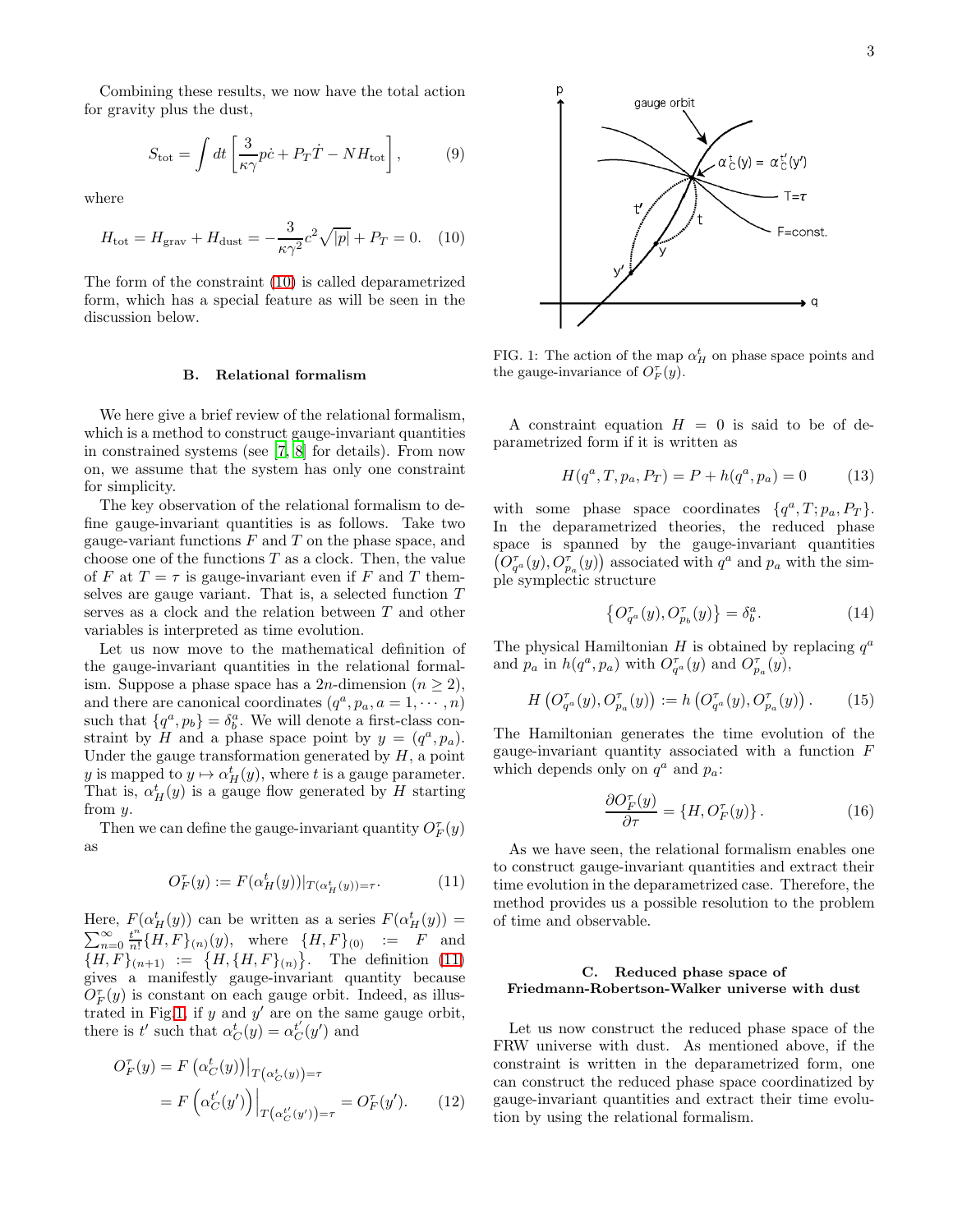Combining these results, we now have the total action for gravity plus the dust,

$$S_{\rm tot} = \int dt \left[ \frac{3}{\kappa\gamma} p\dot{c} + P_T \dot{T} - N H_{\rm tot} \right], \tag{9}$$

where

$$H_{\rm tot} = H_{\rm grav} + H_{\rm dust} = -\frac{3}{\kappa\gamma^2} c^2 \sqrt{|p|} + P_T = 0. \tag{10}$$

The form of the constraint (10) is called deparametrized form, which has a special feature as will be seen in the discussion below.

### B. Relational formalism

We here give a brief review of the relational formalism, which is a method to construct gauge-invariant quantities in constrained systems (see [7, 8] for details). From now on, we assume that the system has only one constraint for simplicity.

The key observation of the relational formalism to define gauge-invariant quantities is as follows. Take two gauge-variant functions $F$ and $T$ on the phase space, and choose one of the functions $T$ as a clock. Then, the value of $F$ at $T = \tau$ is gauge-invariant even if $F$ and $T$ themselves are gauge variant. That is, a selected function $T$ serves as a clock and the relation between $T$ and other variables is interpreted as time evolution.

Let us now move to the mathematical definition of the gauge-invariant quantities in the relational formalism. Suppose a phase space has a $2n$-dimension ($n \geq 2$), and there are canonical coordinates ($q^a, p_a, a = 1, \cdots, n$) such that $\{q^a, p_b\} = \delta^a_b$. We will denote a first-class constraint by $H$ and a phase space point by $y = (q^a, p_a)$. Under the gauge transformation generated by $H$, a point $y$ is mapped to $y \mapsto \alpha^t_H(y)$, where $t$ is a gauge parameter. That is, $\alpha^t_H(y)$ is a gauge flow generated by $H$ starting from $y$.

Then we can define the gauge-invariant quantity $O^\tau_F(y)$ as

$$O^\tau_F(y) := F(\alpha^t_H(y))|_{T(\alpha^t_H(y)) = \tau}. \tag{11}$$

Here, $F(\alpha^t_H(y))$ can be written as a series $F(\alpha^t_H(y)) = \sum_{n=0}^{\infty} \frac{t^n}{n!}\{H, F\}_{(n)}(y)$, where $\{H, F\}_{(0)} := F$ and $\{H, F\}_{(n+1)} := \{H, \{H, F\}_{(n)}\}$. The definition (11) gives a manifestly gauge-invariant quantity because $O^\tau_F(y)$ is constant on each gauge orbit. Indeed, as illustrated in Fig.1, if $y$ and $y'$ are on the same gauge orbit, there is $t'$ such that $\alpha^t_C(y) = \alpha^{t'}_C(y')$ and

$$\begin{aligned} O^\tau_F(y) &= F\left(\alpha^t_C(y)\right)\big|_{T\left(\alpha^t_C(y)\right) = \tau} \\ &= F\left(\alpha^{t'}_C(y')\right)\Big|_{T\left(\alpha^{t'}_C(y')\right) = \tau} = O^\tau_F(y'). \end{aligned} \tag{12}$$

FIG. 1: The action of the map $\alpha^t_H$ on phase space points and the gauge-invariance of $O^\tau_F(y)$.

A constraint equation $H = 0$ is said to be of deparametrized form if it is written as

$$H(q^a, T, p_a, P_T) = P + h(q^a, p_a) = 0 \tag{13}$$

with some phase space coordinates $\{q^a, T; p_a, P_T\}$. In the deparametrized theories, the reduced phase space is spanned by the gauge-invariant quantities $\left(O^\tau_{q^a}(y), O^\tau_{p_a}(y)\right)$ associated with $q^a$ and $p_a$ with the simple symplectic structure

$$\left\{O^\tau_{q^a}(y), O^\tau_{p_b}(y)\right\} = \delta^a_b. \tag{14}$$

The physical Hamiltonian $H$ is obtained by replacing $q^a$ and $p_a$ in $h(q^a, p_a)$ with $O^\tau_{q^a}(y)$ and $O^\tau_{p_a}(y)$,

$$H\left(O^\tau_{q^a}(y), O^\tau_{p_a}(y)\right) := h\left(O^\tau_{q^a}(y), O^\tau_{p_a}(y)\right). \tag{15}$$

The Hamiltonian generates the time evolution of the gauge-invariant quantity associated with a function $F$ which depends only on $q^a$ and $p_a$:

$$\frac{\partial O^\tau_F(y)}{\partial \tau} = \{H, O^\tau_F(y)\}. \tag{16}$$

As we have seen, the relational formalism enables one to construct gauge-invariant quantities and extract their time evolution in the deparametrized case. Therefore, the method provides us a possible resolution to the problem of time and observable.

### C. Reduced phase space of Friedmann-Robertson-Walker universe with dust

Let us now construct the reduced phase space of the FRW universe with dust. As mentioned above, if the constraint is written in the deparametrized form, one can construct the reduced phase space coordinatized by gauge-invariant quantities and extract their time evolution by using the relational formalism.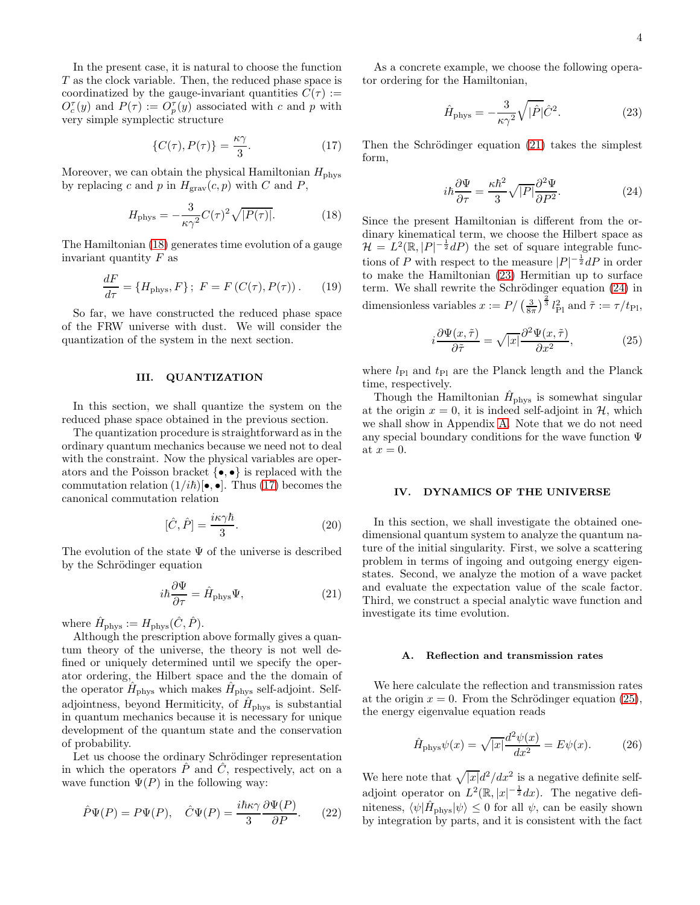In the present case, it is natural to choose the function $T$ as the clock variable. Then, the reduced phase space is coordinatized by the gauge-invariant quantities $C(\tau) := O_c^\tau(y)$ and $P(\tau) := O_p^\tau(y)$ associated with $c$ and $p$ with very simple symplectic structure

$$\{C(\tau), P(\tau)\} = \frac{\kappa\gamma}{3}. \tag{17}$$

Moreover, we can obtain the physical Hamiltonian $H_{\rm phys}$ by replacing $c$ and $p$ in $H_{\rm grav}(c, p)$ with $C$ and $P$,

$$H_{\rm phys} = -\frac{3}{\kappa\gamma^2} C(\tau)^2 \sqrt{|P(\tau)|}. \tag{18}$$

The Hamiltonian (18) generates time evolution of a gauge invariant quantity $F$ as

$$\frac{dF}{d\tau} = \{H_{\rm phys}, F\}\,; \; F = F\left(C(\tau), P(\tau)\right). \tag{19}$$

So far, we have constructed the reduced phase space of the FRW universe with dust. We will consider the quantization of the system in the next section.

## III. QUANTIZATION

In this section, we shall quantize the system on the reduced phase space obtained in the previous section.

The quantization procedure is straightforward as in the ordinary quantum mechanics because we need not to deal with the constraint. Now the physical variables are operators and the Poisson bracket $\{\bullet, \bullet\}$ is replaced with the commutation relation $(1/i\hbar)[\bullet, \bullet]$. Thus (17) becomes the canonical commutation relation

$$[\hat{C}, \hat{P}] = \frac{i\kappa\gamma\hbar}{3}. \tag{20}$$

The evolution of the state $\Psi$ of the universe is described by the Schrödinger equation

$$i\hbar \frac{\partial \Psi}{\partial \tau} = \hat{H}_{\rm phys} \Psi, \tag{21}$$

where $\hat{H}_{\rm phys} := H_{\rm phys}(\hat{C}, \hat{P})$.

Although the prescription above formally gives a quantum theory of the universe, the theory is not well defined or uniquely determined until we specify the operator ordering, the Hilbert space and the domain of the operator $\hat{H}_{\rm phys}$ which makes $\hat{H}_{\rm phys}$ self-adjoint. Self-adjointness, beyond Hermiticity, of $\hat{H}_{\rm phys}$ is substantial in quantum mechanics because it is necessary for unique development of the quantum state and the conservation of probability.

Let us choose the ordinary Schrödinger representation in which the operators $\hat{P}$ and $\hat{C}$, respectively, act on a wave function $\Psi(P)$ in the following way:

$$\hat{P}\Psi(P) = P\Psi(P), \quad \hat{C}\Psi(P) = \frac{i\hbar\kappa\gamma}{3} \frac{\partial \Psi(P)}{\partial P}. \tag{22}$$

As a concrete example, we choose the following operator ordering for the Hamiltonian,

$$\hat{H}_{\rm phys} = -\frac{3}{\kappa\gamma^2} \sqrt{|\hat{P}|}\, \hat{C}^2. \tag{23}$$

Then the Schrödinger equation (21) takes the simplest form,

$$i\hbar \frac{\partial \Psi}{\partial \tau} = \frac{\kappa\hbar^2}{3} \sqrt{|P|} \frac{\partial^2 \Psi}{\partial P^2}. \tag{24}$$

Since the present Hamiltonian is different from the ordinary kinematical term, we choose the Hilbert space as $\mathcal{H} = L^2(\mathbb{R}, |P|^{-\frac{1}{2}} dP)$ the set of square integrable functions of $P$ with respect to the measure $|P|^{-\frac{1}{2}} dP$ in order to make the Hamiltonian (23) Hermitian up to surface term. We shall rewrite the Schrödinger equation (24) in dimensionless variables $x := P / \left(\frac{3}{8\pi}\right)^{\frac{2}{3}} l_{\rm Pl}^2$ and $\tilde{\tau} := \tau / t_{\rm Pl}$,

$$i \frac{\partial \Psi(x, \tilde{\tau})}{\partial \tilde{\tau}} = \sqrt{|x|} \frac{\partial^2 \Psi(x, \tilde{\tau})}{\partial x^2}, \tag{25}$$

where $l_{\rm Pl}$ and $t_{\rm Pl}$ are the Planck length and the Planck time, respectively.

Though the Hamiltonian $\hat{H}_{\rm phys}$ is somewhat singular at the origin $x = 0$, it is indeed self-adjoint in $\mathcal{H}$, which we shall show in Appendix A. Note that we do not need any special boundary conditions for the wave function $\Psi$ at $x = 0$.

## IV. DYNAMICS OF THE UNIVERSE

In this section, we shall investigate the obtained one-dimensional quantum system to analyze the quantum nature of the initial singularity. First, we solve a scattering problem in terms of ingoing and outgoing energy eigenstates. Second, we analyze the motion of a wave packet and evaluate the expectation value of the scale factor. Third, we construct a special analytic wave function and investigate its time evolution.

### A. Reflection and transmission rates

We here calculate the reflection and transmission rates at the origin $x = 0$. From the Schrödinger equation (25), the energy eigenvalue equation reads

$$\hat{H}_{\rm phys} \psi(x) = \sqrt{|x|} \frac{d^2 \psi(x)}{dx^2} = E\psi(x). \tag{26}$$

We here note that $\sqrt{|x|} d^2/dx^2$ is a negative definite self-adjoint operator on $L^2(\mathbb{R}, |x|^{-\frac{1}{2}} dx)$. The negative definiteness, $\langle \psi | \hat{H}_{\rm phys} | \psi \rangle \leq 0$ for all $\psi$, can be easily shown by integration by parts, and it is consistent with the fact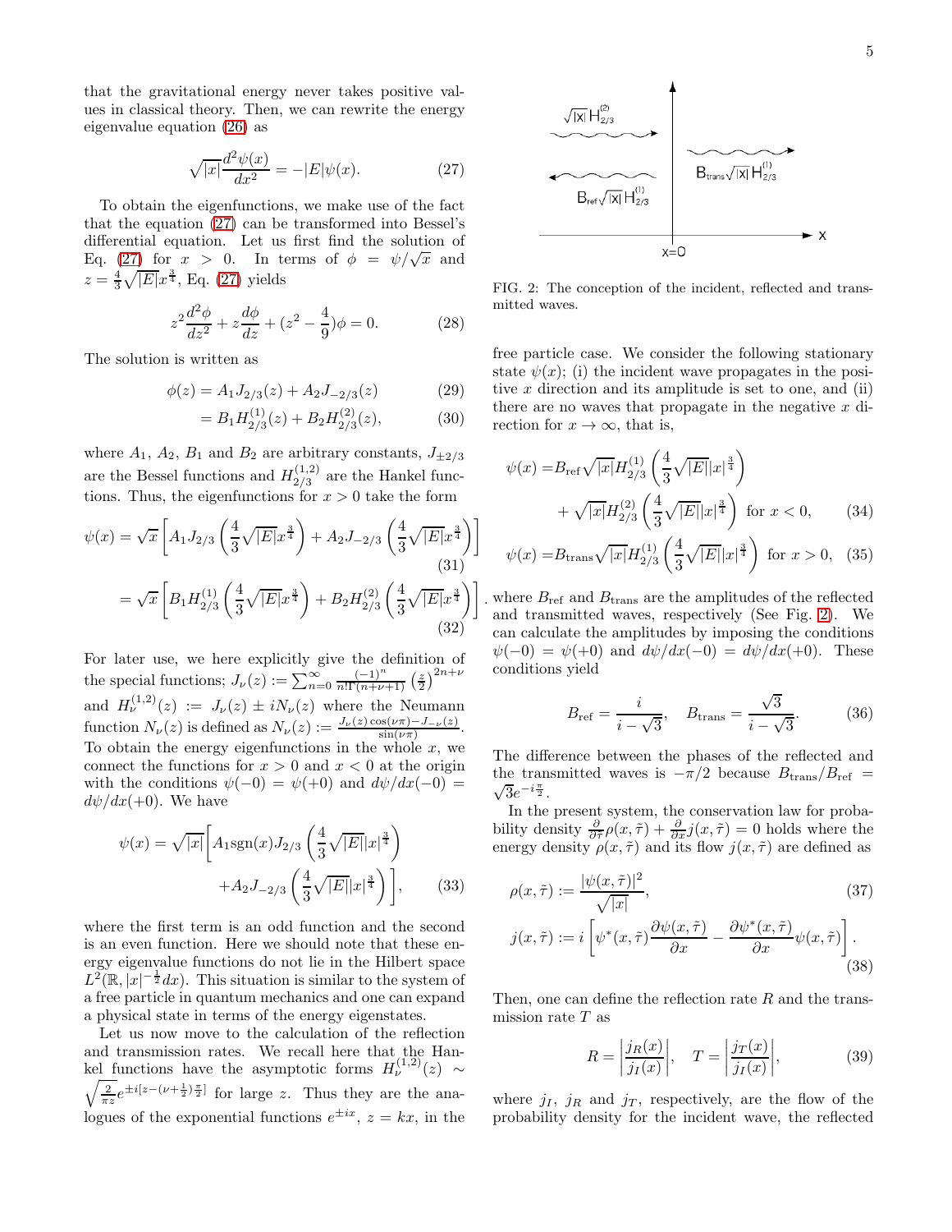that the gravitational energy never takes positive values in classical theory. Then, we can rewrite the energy eigenvalue equation (26) as

$$\sqrt{|x|}\frac{d^2\psi(x)}{dx^2} = -|E|\psi(x). \tag{27}$$

To obtain the eigenfunctions, we make use of the fact that the equation (27) can be transformed into Bessel's differential equation. Let us first find the solution of Eq. (27) for $x > 0$. In terms of $\phi = \psi/\sqrt{x}$ and $z = \frac{4}{3}\sqrt{|E|}x^{\frac{3}{4}}$, Eq. (27) yields

$$z^2\frac{d^2\phi}{dz^2} + z\frac{d\phi}{dz} + (z^2 - \frac{4}{9})\phi = 0. \tag{28}$$

The solution is written as

$$\phi(z) = A_1 J_{2/3}(z) + A_2 J_{-2/3}(z) \tag{29}$$

$$= B_1 H^{(1)}_{2/3}(z) + B_2 H^{(2)}_{2/3}(z), \tag{30}$$

where $A_1$, $A_2$, $B_1$ and $B_2$ are arbitrary constants, $J_{\pm 2/3}$ are the Bessel functions and $H^{(1,2)}_{2/3}$ are the Hankel functions. Thus, the eigenfunctions for $x > 0$ take the form

$$\psi(x) = \sqrt{x}\left[A_1 J_{2/3}\left(\frac{4}{3}\sqrt{|E|}x^{\frac{3}{4}}\right) + A_2 J_{-2/3}\left(\frac{4}{3}\sqrt{|E|}x^{\frac{3}{4}}\right)\right] \tag{31}$$

$$= \sqrt{x}\left[B_1 H^{(1)}_{2/3}\left(\frac{4}{3}\sqrt{|E|}x^{\frac{3}{4}}\right) + B_2 H^{(2)}_{2/3}\left(\frac{4}{3}\sqrt{|E|}x^{\frac{3}{4}}\right)\right]. \tag{32}$$

For later use, we here explicitly give the definition of the special functions; $J_\nu(z) := \sum_{n=0}^{\infty}\frac{(-1)^n}{n!\Gamma(n+\nu+1)}\left(\frac{z}{2}\right)^{2n+\nu}$ and $H^{(1,2)}_\nu(z) := J_\nu(z) \pm iN_\nu(z)$ where the Neumann function $N_\nu(z)$ is defined as $N_\nu(z) := \frac{J_\nu(z)\cos(\nu\pi) - J_{-\nu}(z)}{\sin(\nu\pi)}$. To obtain the energy eigenfunctions in the whole $x$, we connect the functions for $x > 0$ and $x < 0$ at the origin with the conditions $\psi(-0) = \psi(+0)$ and $d\psi/dx(-0) = d\psi/dx(+0)$. We have

$$\psi(x) = \sqrt{|x|}\bigg[A_1 \mathrm{sgn}(x) J_{2/3}\left(\frac{4}{3}\sqrt{|E|}|x|^{\frac{3}{4}}\right) + A_2 J_{-2/3}\left(\frac{4}{3}\sqrt{|E|}|x|^{\frac{3}{4}}\right)\bigg], \tag{33}$$

where the first term is an odd function and the second is an even function. Here we should note that these energy eigenvalue functions do not lie in the Hilbert space $L^2(\mathbb{R}, |x|^{-\frac{1}{2}}dx)$. This situation is similar to the system of a free particle in quantum mechanics and one can expand a physical state in terms of the energy eigenstates.

Let us now move to the calculation of the reflection and transmission rates. We recall here that the Hankel functions have the asymptotic forms $H^{(1,2)}_\nu(z) \sim \sqrt{\frac{2}{\pi z}}e^{\pm i[z-(\nu+\frac{1}{2})\frac{\pi}{2}]}$ for large $z$. Thus they are the analogues of the exponential functions $e^{\pm ix}$, $z = kx$, in the free particle case. We consider the following stationary state $\psi(x)$; (i) the incident wave propagates in the positive $x$ direction and its amplitude is set to one, and (ii) there are no waves that propagate in the negative $x$ direction for $x \to \infty$, that is,

$$\psi(x) = B_{\mathrm{ref}}\sqrt{|x|}H^{(1)}_{2/3}\left(\frac{4}{3}\sqrt{|E|}|x|^{\frac{3}{4}}\right) + \sqrt{|x|}H^{(2)}_{2/3}\left(\frac{4}{3}\sqrt{|E|}|x|^{\frac{3}{4}}\right) \text{ for } x < 0, \tag{34}$$

$$\psi(x) = B_{\mathrm{trans}}\sqrt{|x|}H^{(1)}_{2/3}\left(\frac{4}{3}\sqrt{|E|}|x|^{\frac{3}{4}}\right) \text{ for } x > 0, \tag{35}$$

where $B_{\mathrm{ref}}$ and $B_{\mathrm{trans}}$ are the amplitudes of the reflected and transmitted waves, respectively (See Fig. 2).

FIG. 2: The conception of the incident, reflected and transmitted waves.

We can calculate the amplitudes by imposing the conditions $\psi(-0) = \psi(+0)$ and $d\psi/dx(-0) = d\psi/dx(+0)$. These conditions yield

$$B_{\mathrm{ref}} = \frac{i}{i-\sqrt{3}}, \quad B_{\mathrm{trans}} = \frac{\sqrt{3}}{i-\sqrt{3}}. \tag{36}$$

The difference between the phases of the reflected and the transmitted waves is $-\pi/2$ because $B_{\mathrm{trans}}/B_{\mathrm{ref}} = \sqrt{3}e^{-i\frac{\pi}{2}}$.

In the present system, the conservation law for probability density $\frac{\partial}{\partial\tilde{\tau}}\rho(x,\tilde{\tau}) + \frac{\partial}{\partial x}j(x,\tilde{\tau}) = 0$ holds where the energy density $\rho(x,\tilde{\tau})$ and its flow $j(x,\tilde{\tau})$ are defined as

$$\rho(x,\tilde{\tau}) := \frac{|\psi(x,\tilde{\tau})|^2}{\sqrt{|x|}}, \tag{37}$$

$$j(x,\tilde{\tau}) := i\left[\psi^*(x,\tilde{\tau})\frac{\partial\psi(x,\tilde{\tau})}{\partial x} - \frac{\partial\psi^*(x,\tilde{\tau})}{\partial x}\psi(x,\tilde{\tau})\right]. \tag{38}$$

Then, one can define the reflection rate $R$ and the transmission rate $T$ as

$$R = \left|\frac{j_R(x)}{j_I(x)}\right|, \quad T = \left|\frac{j_T(x)}{j_I(x)}\right|, \tag{39}$$

where $j_I$, $j_R$ and $j_T$, respectively, are the flow of the probability density for the incident wave, the reflected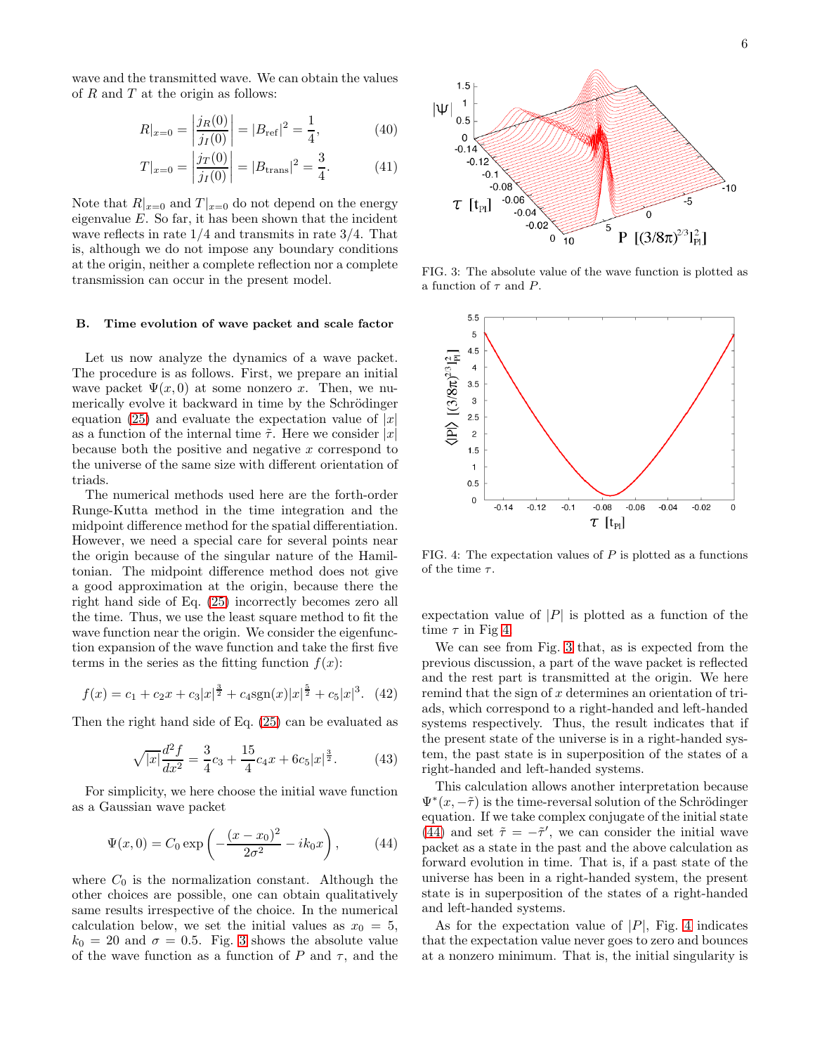wave and the transmitted wave. We can obtain the values of $R$ and $T$ at the origin as follows:

$$R|_{x=0} = \left|\frac{j_R(0)}{j_I(0)}\right| = |B_{\rm ref}|^2 = \frac{1}{4}, \tag{40}$$

$$T|_{x=0} = \left|\frac{j_T(0)}{j_I(0)}\right| = |B_{\rm trans}|^2 = \frac{3}{4}. \tag{41}$$

Note that $R|_{x=0}$ and $T|_{x=0}$ do not depend on the energy eigenvalue $E$. So far, it has been shown that the incident wave reflects in rate 1/4 and transmits in rate 3/4. That is, although we do not impose any boundary conditions at the origin, neither a complete reflection nor a complete transmission can occur in the present model.

## B. Time evolution of wave packet and scale factor

Let us now analyze the dynamics of a wave packet. The procedure is as follows. First, we prepare an initial wave packet $\Psi(x, 0)$ at some nonzero $x$. Then, we numerically evolve it backward in time by the Schrödinger equation (25) and evaluate the expectation value of $|x|$ as a function of the internal time $\tilde{\tau}$. Here we consider $|x|$ because both the positive and negative $x$ correspond to the universe of the same size with different orientation of triads.

The numerical methods used here are the forth-order Runge-Kutta method in the time integration and the midpoint difference method for the spatial differentiation. However, we need a special care for several points near the origin because of the singular nature of the Hamiltonian. The midpoint difference method does not give a good approximation at the origin, because there the right hand side of Eq. (25) incorrectly becomes zero all the time. Thus, we use the least square method to fit the wave function near the origin. We consider the eigenfunction expansion of the wave function and take the first five terms in the series as the fitting function $f(x)$:

$$f(x) = c_1 + c_2 x + c_3|x|^{\frac{3}{2}} + c_4 \mathrm{sgn}(x)|x|^{\frac{5}{2}} + c_5|x|^3. \tag{42}$$

Then the right hand side of Eq. (25) can be evaluated as

$$\sqrt{|x|}\frac{d^2 f}{dx^2} = \frac{3}{4}c_3 + \frac{15}{4}c_4 x + 6c_5|x|^{\frac{3}{2}}. \tag{43}$$

For simplicity, we here choose the initial wave function as a Gaussian wave packet

$$\Psi(x, 0) = C_0 \exp\left(-\frac{(x-x_0)^2}{2\sigma^2} - ik_0 x\right), \tag{44}$$

where $C_0$ is the normalization constant. Although the other choices are possible, one can obtain qualitatively same results irrespective of the choice. In the numerical calculation below, we set the initial values as $x_0 = 5$, $k_0 = 20$ and $\sigma = 0.5$. Fig. 3 shows the absolute value of the wave function as a function of $P$ and $\tau$, and the expectation value of $|P|$ is plotted as a function of the time $\tau$ in Fig 4.

FIG. 3: The absolute value of the wave function is plotted as a function of $\tau$ and $P$.

FIG. 4: The expectation values of $P$ is plotted as a functions of the time $\tau$.

We can see from Fig. 3 that, as is expected from the previous discussion, a part of the wave packet is reflected and the rest part is transmitted at the origin. We here remind that the sign of $x$ determines an orientation of triads, which correspond to a right-handed and left-handed systems respectively. Thus, the result indicates that if the present state of the universe is in a right-handed system, the past state is in superposition of the states of a right-handed and left-handed systems.

This calculation allows another interpretation because $\Psi^*(x, -\tilde{\tau})$ is the time-reversal solution of the Schrödinger equation. If we take complex conjugate of the initial state (44) and set $\tilde{\tau} = -\tilde{\tau}'$, we can consider the initial wave packet as a state in the past and the above calculation as forward evolution in time. That is, if a past state of the universe has been in a right-handed system, the present state is in superposition of the states of a right-handed and left-handed systems.

As for the expectation value of $|P|$, Fig. 4 indicates that the expectation value never goes to zero and bounces at a nonzero minimum. That is, the initial singularity is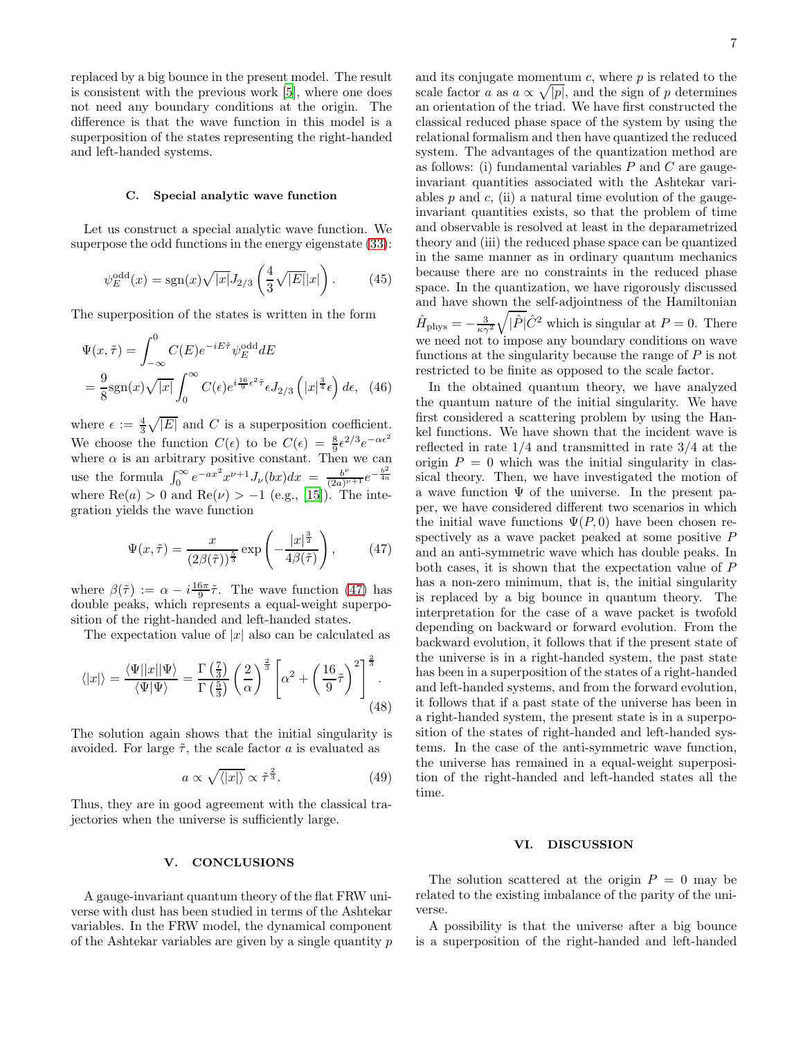replaced by a big bounce in the present model. The result is consistent with the previous work [5], where one does not need any boundary conditions at the origin. The difference is that the wave function in this model is a superposition of the states representing the right-handed and left-handed systems.

### C. Special analytic wave function

Let us construct a special analytic wave function. We superpose the odd functions in the energy eigenstate (33):

$$\psi_E^{\rm odd}(x) = {\rm sgn}(x)\sqrt{|x|}J_{2/3}\left(\frac{4}{3}\sqrt{|E|}|x|\right). \tag{45}$$

The superposition of the states is written in the form

$$\begin{aligned}\Psi(x,\tilde{\tau}) &= \int_{-\infty}^{0} C(E)e^{-iE\tilde{\tau}}\psi_E^{\rm odd}dE \\ &= \frac{9}{8}{\rm sgn}(x)\sqrt{|x|}\int_0^\infty C(\epsilon)e^{i\frac{16}{9}\epsilon^2\tilde{\tau}}\epsilon J_{2/3}\left(|x|^{\frac{3}{4}}\epsilon\right)d\epsilon, \end{aligned}\tag{46}$$

where $\epsilon := \frac{4}{3}\sqrt{|E|}$ and $C$ is a superposition coefficient. We choose the function $C(\epsilon)$ to be $C(\epsilon) = \frac{8}{9}\epsilon^{2/3}e^{-\alpha\epsilon^2}$ where $\alpha$ is an arbitrary positive constant. Then we can use the formula $\int_0^\infty e^{-ax^2}x^{\nu+1}J_\nu(bx)dx = \frac{b^\nu}{(2a)^{\nu+1}}e^{-\frac{b^2}{4a}}$ where ${\rm Re}(a) > 0$ and ${\rm Re}(\nu) > -1$ (e.g., [15]). The integration yields the wave function

$$\Psi(x,\tilde{\tau}) = \frac{x}{(2\beta(\tilde{\tau}))^{\frac{5}{3}}}\exp\left(-\frac{|x|^{\frac{3}{2}}}{4\beta(\tilde{\tau})}\right), \tag{47}$$

where $\beta(\tilde{\tau}) := \alpha - i\frac{16\pi}{9}\tilde{\tau}$. The wave function (47) has double peaks, which represents a equal-weight superposition of the right-handed and left-handed states.

The expectation value of $|x|$ also can be calculated as

$$\langle|x|\rangle = \frac{\langle\Psi||x||\Psi\rangle}{\langle\Psi|\Psi\rangle} = \frac{\Gamma\left(\frac{7}{3}\right)}{\Gamma\left(\frac{5}{3}\right)}\left(\frac{2}{\alpha}\right)^{\frac{2}{3}}\left[\alpha^2 + \left(\frac{16}{9}\tilde{\tau}\right)^2\right]^{\frac{2}{3}}. \tag{48}$$

The solution again shows that the initial singularity is avoided. For large $\tilde{\tau}$, the scale factor $a$ is evaluated as

$$a \propto \sqrt{\langle|x|\rangle} \propto \tilde{\tau}^{\frac{2}{3}}. \tag{49}$$

Thus, they are in good agreement with the classical trajectories when the universe is sufficiently large.

## V. CONCLUSIONS

A gauge-invariant quantum theory of the flat FRW universe with dust has been studied in terms of the Ashtekar variables. In the FRW model, the dynamical component of the Ashtekar variables are given by a single quantity $p$ and its conjugate momentum $c$, where $p$ is related to the scale factor $a$ as $a \propto \sqrt{|p|}$, and the sign of $p$ determines an orientation of the triad. We have first constructed the classical reduced phase space of the system by using the relational formalism and then have quantized the reduced system. The advantages of the quantization method are as follows: (i) fundamental variables $P$ and $C$ are gauge-invariant quantities associated with the Ashtekar variables $p$ and $c$, (ii) a natural time evolution of the gauge-invariant quantities exists, so that the problem of time and observable is resolved at least in the deparametrized theory and (iii) the reduced phase space can be quantized in the same manner as in ordinary quantum mechanics because there are no constraints in the reduced phase space. In the quantization, we have rigorously discussed and have shown the self-adjointness of the Hamiltonian $\hat{H}_{\rm phys} = -\frac{3}{\kappa\gamma^2}\sqrt{|\hat{P}|}\hat{C}^2$ which is singular at $P = 0$. There we need not to impose any boundary conditions on wave functions at the singularity because the range of $P$ is not restricted to be finite as opposed to the scale factor.

In the obtained quantum theory, we have analyzed the quantum nature of the initial singularity. We have first considered a scattering problem by using the Hankel functions. We have shown that the incident wave is reflected in rate 1/4 and transmitted in rate 3/4 at the origin $P = 0$ which was the initial singularity in classical theory. Then, we have investigated the motion of a wave function $\Psi$ of the universe. In the present paper, we have considered different two scenarios in which the initial wave functions $\Psi(P, 0)$ have been chosen respectively as a wave packet peaked at some positive $P$ and an anti-symmetric wave which has double peaks. In both cases, it is shown that the expectation value of $P$ has a non-zero minimum, that is, the initial singularity is replaced by a big bounce in quantum theory. The interpretation for the case of a wave packet is twofold depending on backward or forward evolution. From the backward evolution, it follows that if the present state of the universe is in a right-handed system, the past state has been in a superposition of the states of a right-handed and left-handed systems, and from the forward evolution, it follows that if a past state of the universe has been in a right-handed system, the present state is in a superposition of the states of right-handed and left-handed systems. In the case of the anti-symmetric wave function, the universe has remained in a equal-weight superposition of the right-handed and left-handed states all the time.

## VI. DISCUSSION

The solution scattered at the origin $P = 0$ may be related to the existing imbalance of the parity of the universe.

A possibility is that the universe after a big bounce is a superposition of the right-handed and left-handed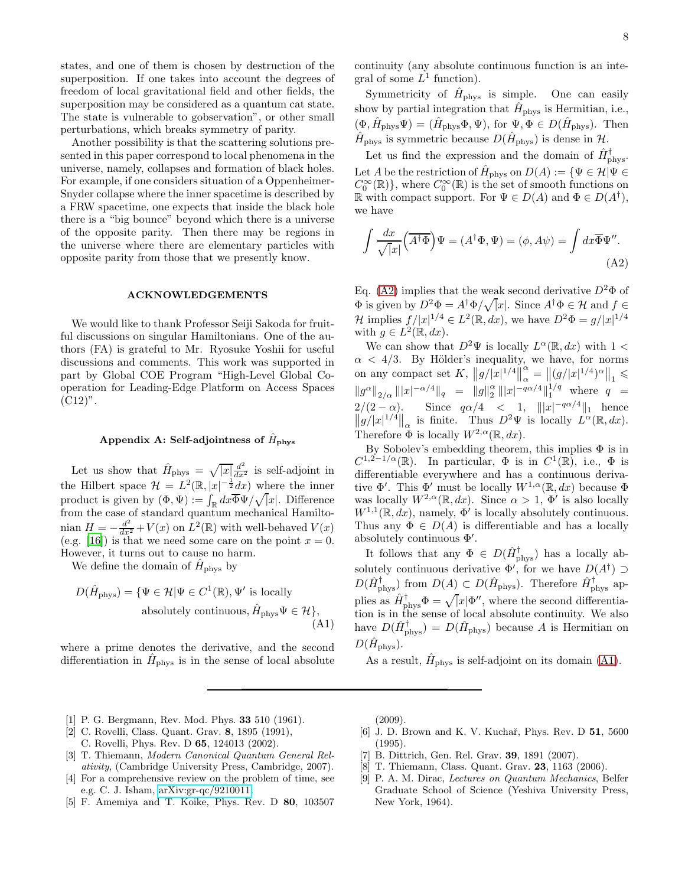states, and one of them is chosen by destruction of the superposition. If one takes into account the degrees of freedom of local gravitational field and other fields, the superposition may be considered as a quantum cat state. The state is vulnerable to gobservation", or other small perturbations, which breaks symmetry of parity.

Another possibility is that the scattering solutions presented in this paper correspond to local phenomena in the universe, namely, collapses and formation of black holes. For example, if one considers situation of a Oppenheimer-Snyder collapse where the inner spacetime is described by a FRW spacetime, one expects that inside the black hole there is a "big bounce" beyond which there is a universe of the opposite parity. Then there may be regions in the universe where there are elementary particles with opposite parity from those that we presently know.

## ACKNOWLEDGEMENTS

We would like to thank Professor Seiji Sakoda for fruitful discussions on singular Hamiltonians. One of the authors (FA) is grateful to Mr. Ryosuke Yoshii for useful discussions and comments. This work was supported in part by Global COE Program "High-Level Global Cooperation for Leading-Edge Platform on Access Spaces (C12)".

### Appendix A: Self-adjointness of $\hat{H}_{\rm phys}$

Let us show that $\hat{H}_{\rm phys} = \sqrt{|x|}\frac{d^2}{dx^2}$ is self-adjoint in the Hilbert space $\mathcal{H} = L^2(\mathbb{R}, |x|^{-\frac{1}{2}}dx)$ where the inner product is given by $(\Phi, \Psi) := \int_{\mathbb{R}} dx \overline{\Phi}\Psi/\sqrt{|x|}$. Difference from the case of standard quantum mechanical Hamiltonian $H = -\frac{d^2}{dx^2} + V(x)$ on $L^2(\mathbb{R})$ with well-behaved $V(x)$ (e.g. [16]) is that we need some care on the point $x = 0$. However, it turns out to cause no harm.

We define the domain of $\hat{H}_{\rm phys}$ by

$$D(\hat{H}_{\rm phys}) = \{\Psi \in \mathcal{H} | \Psi \in C^1(\mathbb{R}), \Psi' \text{ is locally absolutely continuous}, \hat{H}_{\rm phys}\Psi \in \mathcal{H}\}, \tag{A1}$$

where a prime denotes the derivative, and the second differentiation in $\hat{H}_{\rm phys}$ is in the sense of local absolute continuity (any absolute continuous function is an integral of some $L^1$ function).

Symmetricity of $\hat{H}_{\rm phys}$ is simple. One can easily show by partial integration that $\hat{H}_{\rm phys}$ is Hermitian, i.e., $(\Phi, \hat{H}_{\rm phys}\Psi) = (\hat{H}_{\rm phys}\Phi, \Psi)$, for $\Psi, \Phi \in D(\hat{H}_{\rm phys})$. Then $\hat{H}_{\rm phys}$ is symmetric because $D(\hat{H}_{\rm phys})$ is dense in $\mathcal{H}$.

Let us find the expression and the domain of $\hat{H}^\dagger_{\rm phys}$. Let $A$ be the restriction of $\hat{H}_{\rm phys}$ on $D(A) := \{\Psi \in \mathcal{H} | \Psi \in C_0^\infty(\mathbb{R})\}$, where $C_0^\infty(\mathbb{R})$ is the set of smooth functions on $\mathbb{R}$ with compact support. For $\Psi \in D(A)$ and $\Phi \in D(A^\dagger)$, we have

$$\int \frac{dx}{\sqrt{|x|}}\left(\overline{A^\dagger\Phi}\right)\Psi = (A^\dagger\Phi, \Psi) = (\phi, A\psi) = \int dx \overline{\Phi}\Psi''. \tag{A2}$$

Eq. (A2) implies that the weak second derivative $D^2\Phi$ of $\Phi$ is given by $D^2\Phi = A^\dagger\Phi/\sqrt{|x|}$. Since $A^\dagger\Phi \in \mathcal{H}$ and $f \in \mathcal{H}$ implies $f/|x|^{1/4} \in L^2(\mathbb{R}, dx)$, we have $D^2\Phi = g/|x|^{1/4}$ with $g \in L^2(\mathbb{R}, dx)$.

We can show that $D^2\Psi$ is locally $L^\alpha(\mathbb{R}, dx)$ with $1 < \alpha < 4/3$. By Hölder's inequality, we have, for norms on any compact set $K$, $\left\|g/|x|^{1/4}\right\|_\alpha^\alpha = \left\|(g/|x|^{1/4})^\alpha\right\|_1 \leqslant \|g^\alpha\|_{2/\alpha} \||x|^{-\alpha/4}\|_q = \|g\|_2^\alpha \||x|^{-q\alpha/4}\|_1^{1/q}$ where $q = 2/(2-\alpha)$. Since $q\alpha/4 < 1$, $\||x|^{-q\alpha/4}\|_1$ hence $\left\|g/|x|^{1/4}\right\|_\alpha$ is finite. Thus $D^2\Psi$ is locally $L^\alpha(\mathbb{R}, dx)$. Therefore $\Phi$ is locally $W^{2,\alpha}(\mathbb{R}, dx)$.

By Sobolev's embedding theorem, this implies $\Phi$ is in $C^{1,2-1/\alpha}(\mathbb{R})$. In particular, $\Phi$ is in $C^1(\mathbb{R})$, i.e., $\Phi$ is differentiable everywhere and has a continuous derivative $\Phi'$. This $\Phi'$ must be locally $W^{1,\alpha}(\mathbb{R}, dx)$ because $\Phi$ was locally $W^{2,\alpha}(\mathbb{R}, dx)$. Since $\alpha > 1$, $\Phi'$ is also locally $W^{1,1}(\mathbb{R}, dx)$, namely, $\Phi'$ is locally absolutely continuous. Thus any $\Phi \in D(A)$ is differentiable and has a locally absolutely continuous $\Phi'$.

It follows that any $\Phi \in D(\hat{H}^\dagger_{\rm phys})$ has a locally absolutely continuous derivative $\Phi'$, for we have $D(A^\dagger) \supset D(\hat{H}^\dagger_{\rm phys})$ from $D(A) \subset D(\hat{H}_{\rm phys})$. Therefore $\hat{H}^\dagger_{\rm phys}$ applies as $\hat{H}^\dagger_{\rm phys}\Phi = \sqrt{|x|}\Phi''$, where the second differentiation is in the sense of local absolute continuity. We also have $D(\hat{H}^\dagger_{\rm phys}) = D(\hat{H}_{\rm phys})$ because $A$ is Hermitian on $D(\hat{H}_{\rm phys})$.

As a result, $\hat{H}_{\rm phys}$ is self-adjoint on its domain (A1).

---

[1] P. G. Bergmann, Rev. Mod. Phys. **33** 510 (1961).
[2] C. Rovelli, Class. Quant. Grav. **8**, 1895 (1991), C. Rovelli, Phys. Rev. D **65**, 124013 (2002).
[3] T. Thiemann, *Modern Canonical Quantum General Relativity*, (Cambridge University Press, Cambridge, 2007).
[4] For a comprehensive review on the problem of time, see e.g. C. J. Isham, arXiv:gr-qc/9210011.
[5] F. Amemiya and T. Koike, Phys. Rev. D **80**, 103507 (2009).
[6] J. D. Brown and K. V. Kuchař, Phys. Rev. D **51**, 5600 (1995).
[7] B. Dittrich, Gen. Rel. Grav. **39**, 1891 (2007).
[8] T. Thiemann, Class. Quant. Grav. **23**, 1163 (2006).
[9] P. A. M. Dirac, *Lectures on Quantum Mechanics*, Belfer Graduate School of Science (Yeshiva University Press, New York, 1964).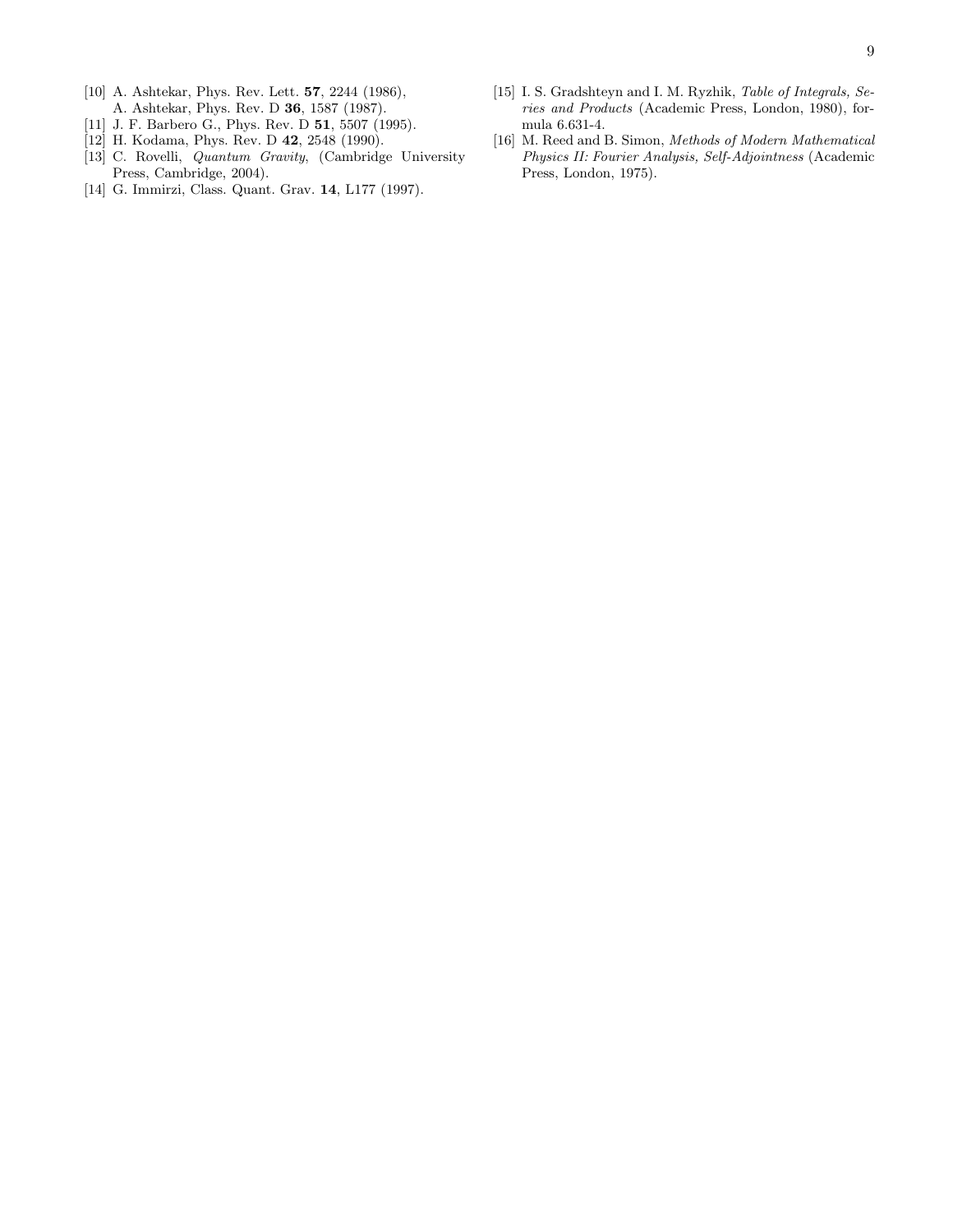[10] A. Ashtekar, Phys. Rev. Lett. **57**, 2244 (1986), A. Ashtekar, Phys. Rev. D **36**, 1587 (1987).

[11] J. F. Barbero G., Phys. Rev. D **51**, 5507 (1995).

[12] H. Kodama, Phys. Rev. D **42**, 2548 (1990).

[13] C. Rovelli, *Quantum Gravity*, (Cambridge University Press, Cambridge, 2004).

[14] G. Immirzi, Class. Quant. Grav. **14**, L177 (1997).

[15] I. S. Gradshteyn and I. M. Ryzhik, *Table of Integrals, Series and Products* (Academic Press, London, 1980), formula 6.631-4.

[16] M. Reed and B. Simon, *Methods of Modern Mathematical Physics II: Fourier Analysis, Self-Adjointness* (Academic Press, London, 1975).